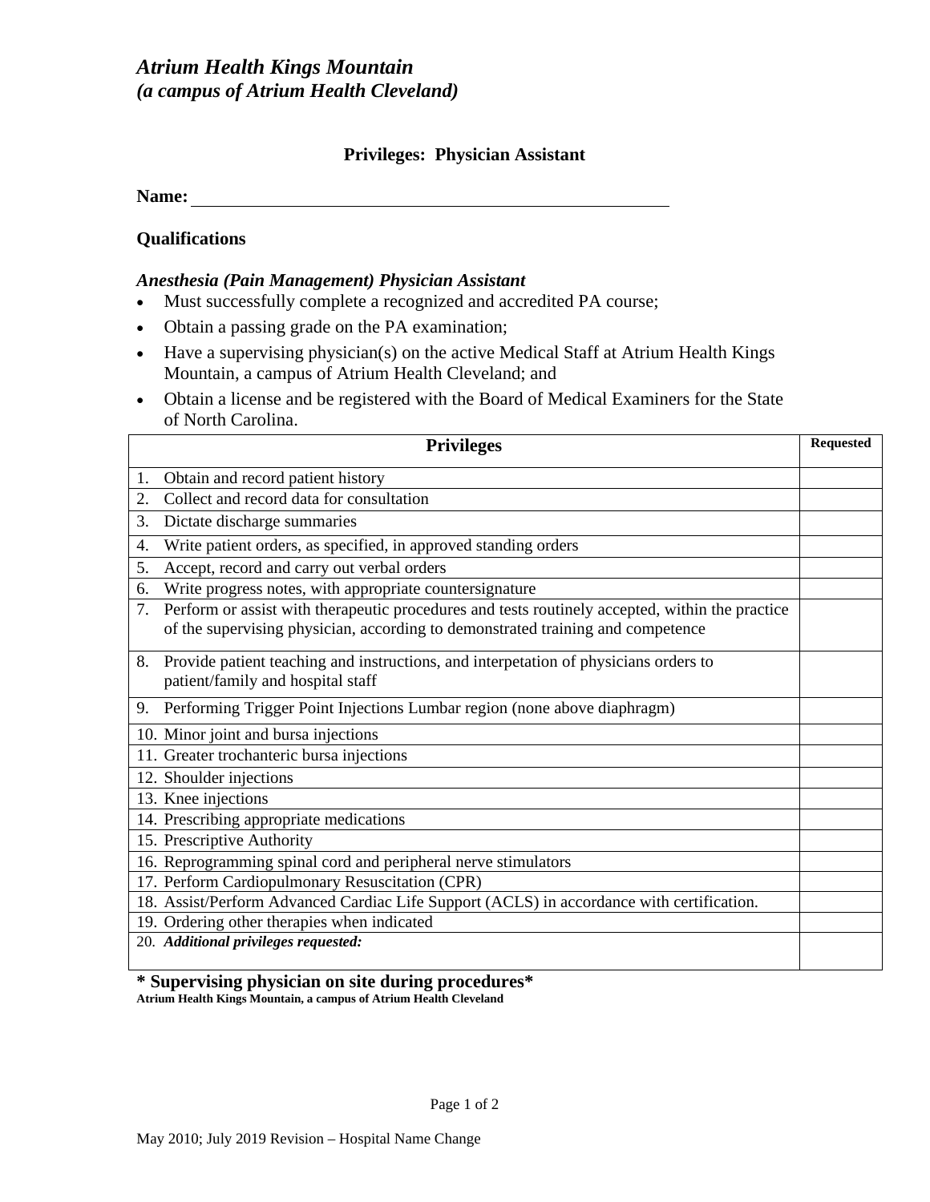## *Atrium Health Kings Mountain*
## *(a campus of Atrium Health Cleveland)*

### Privileges: Physician Assistant

**Name:** ______________________________

**Qualifications**

***Anesthesia (Pain Management) Physician Assistant***

- Must successfully complete a recognized and accredited PA course;
- Obtain a passing grade on the PA examination;
- Have a supervising physician(s) on the active Medical Staff at Atrium Health Kings Mountain, a campus of Atrium Health Cleveland; and
- Obtain a license and be registered with the Board of Medical Examiners for the State of North Carolina.

| Privileges | Requested |
|---|---|
| 1. Obtain and record patient history | |
| 2. Collect and record data for consultation | |
| 3. Dictate discharge summaries | |
| 4. Write patient orders, as specified, in approved standing orders | |
| 5. Accept, record and carry out verbal orders | |
| 6. Write progress notes, with appropriate countersignature | |
| 7. Perform or assist with therapeutic procedures and tests routinely accepted, within the practice of the supervising physician, according to demonstrated training and competence | |
| 8. Provide patient teaching and instructions, and interpetation of physicians orders to patient/family and hospital staff | |
| 9. Performing Trigger Point Injections Lumbar region (none above diaphragm) | |
| 10. Minor joint and bursa injections | |
| 11. Greater trochanteric bursa injections | |
| 12. Shoulder injections | |
| 13. Knee injections | |
| 14. Prescribing appropriate medications | |
| 15. Prescriptive Authority | |
| 16. Reprogramming spinal cord and peripheral nerve stimulators | |
| 17. Perform Cardiopulmonary Resuscitation (CPR) | |
| 18. Assist/Perform Advanced Cardiac Life Support (ACLS) in accordance with certification. | |
| 19. Ordering other therapies when indicated | |
| 20. ***Additional privileges requested:*** | |

**\* Supervising physician on site during procedures\***

**Atrium Health Kings Mountain, a campus of Atrium Health Cleveland**

May 2010; July 2019 Revision – Hospital Name Change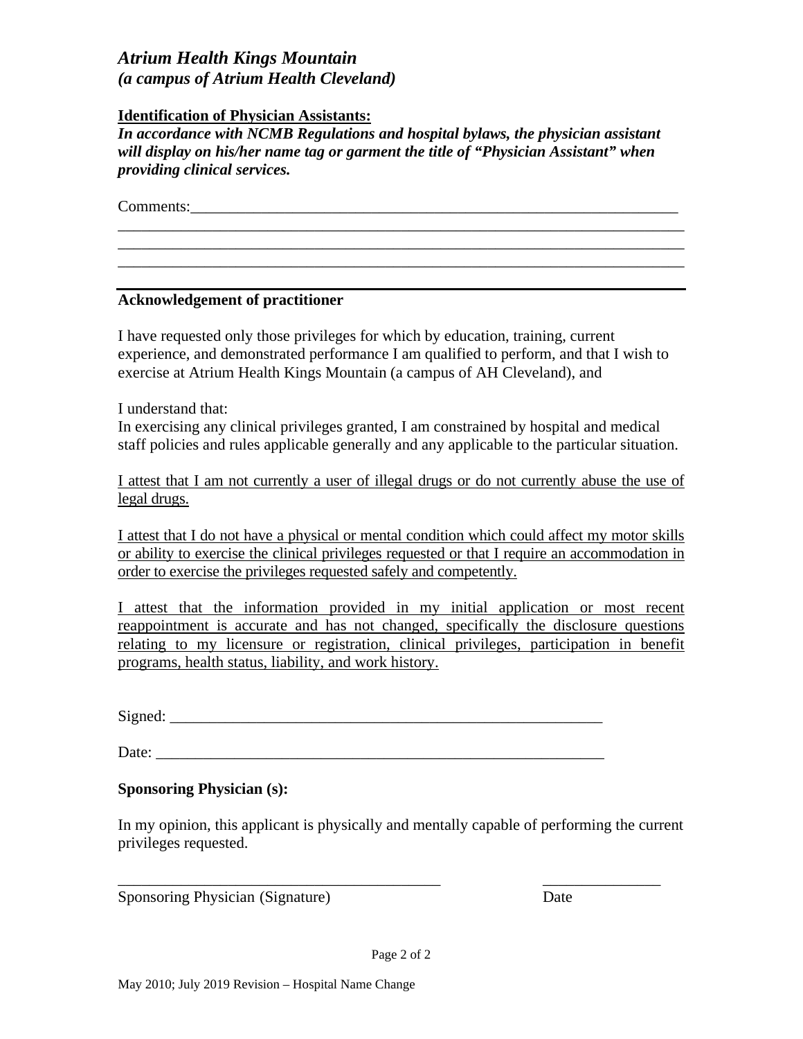### *Atrium Health Kings Mountain*
### *(a campus of Atrium Health Cleveland)*

**Identification of Physician Assistants:**

***In accordance with NCMB Regulations and hospital bylaws, the physician assistant will display on his/her name tag or garment the title of "Physician Assistant" when providing clinical services.***

Comments:_______________________________________________________________
___________________________________________________________________________
___________________________________________________________________________
___________________________________________________________________________

---

**Acknowledgement of practitioner**

I have requested only those privileges for which by education, training, current experience, and demonstrated performance I am qualified to perform, and that I wish to exercise at Atrium Health Kings Mountain (a campus of AH Cleveland), and

I understand that:

In exercising any clinical privileges granted, I am constrained by hospital and medical staff policies and rules applicable generally and any applicable to the particular situation.

<u>I attest that I am not currently a user of illegal drugs or do not currently abuse the use of legal drugs.</u>

<u>I attest that I do not have a physical or mental condition which could affect my motor skills or ability to exercise the clinical privileges requested or that I require an accommodation in order to exercise the privileges requested safely and competently.</u>

<u>I attest that the information provided in my initial application or most recent reappointment is accurate and has not changed, specifically the disclosure questions relating to my licensure or registration, clinical privileges, participation in benefit programs, health status, liability, and work history.</u>

Signed: _______________________________________________________

Date: _________________________________________________________

**Sponsoring Physician (s):**

In my opinion, this applicant is physically and mentally capable of performing the current privileges requested.

___________________________________________ _______________

Sponsoring Physician (Signature) Date

May 2010; July 2019 Revision – Hospital Name Change